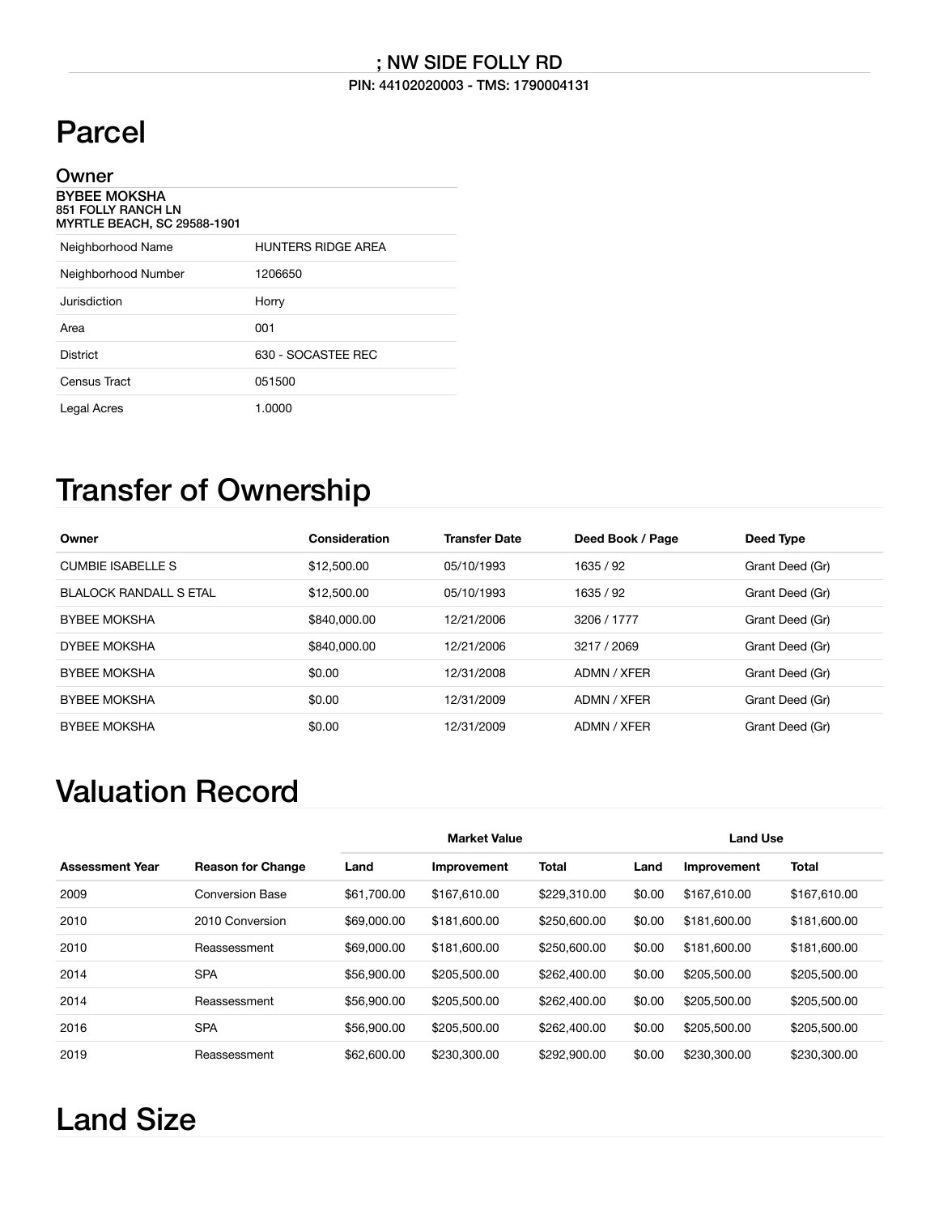; NW SIDE FOLLY RD

PIN: 44102020003 - TMS: 1790004131

# Parcel

## Owner

**BYBEE MOKSHA**
**851 FOLLY RANCH LN**
**MYRTLE BEACH, SC 29588-1901**

| | |
|---|---|
| Neighborhood Name | HUNTERS RIDGE AREA |
| Neighborhood Number | 1206650 |
| Jurisdiction | Horry |
| Area | 001 |
| District | 630 - SOCASTEE REC |
| Census Tract | 051500 |
| Legal Acres | 1.0000 |

# Transfer of Ownership

| Owner | Consideration | Transfer Date | Deed Book / Page | Deed Type |
|---|---|---|---|---|
| CUMBIE ISABELLE S | $12,500.00 | 05/10/1993 | 1635 / 92 | Grant Deed (Gr) |
| BLALOCK RANDALL S ETAL | $12,500.00 | 05/10/1993 | 1635 / 92 | Grant Deed (Gr) |
| BYBEE MOKSHA | $840,000.00 | 12/21/2006 | 3206 / 1777 | Grant Deed (Gr) |
| DYBEE MOKSHA | $840,000.00 | 12/21/2006 | 3217 / 2069 | Grant Deed (Gr) |
| BYBEE MOKSHA | $0.00 | 12/31/2008 | ADMN / XFER | Grant Deed (Gr) |
| BYBEE MOKSHA | $0.00 | 12/31/2009 | ADMN / XFER | Grant Deed (Gr) |
| BYBEE MOKSHA | $0.00 | 12/31/2009 | ADMN / XFER | Grant Deed (Gr) |

# Valuation Record

| | | Market Value | | | Land Use | | |
|---|---|---|---|---|---|---|---|
| Assessment Year | Reason for Change | Land | Improvement | Total | Land | Improvement | Total |
| 2009 | Conversion Base | $61,700.00 | $167,610.00 | $229,310.00 | $0.00 | $167,610.00 | $167,610.00 |
| 2010 | 2010 Conversion | $69,000.00 | $181,600.00 | $250,600.00 | $0.00 | $181,600.00 | $181,600.00 |
| 2010 | Reassessment | $69,000.00 | $181,600.00 | $250,600.00 | $0.00 | $181,600.00 | $181,600.00 |
| 2014 | SPA | $56,900.00 | $205,500.00 | $262,400.00 | $0.00 | $205,500.00 | $205,500.00 |
| 2014 | Reassessment | $56,900.00 | $205,500.00 | $262,400.00 | $0.00 | $205,500.00 | $205,500.00 |
| 2016 | SPA | $56,900.00 | $205,500.00 | $262,400.00 | $0.00 | $205,500.00 | $205,500.00 |
| 2019 | Reassessment | $62,600.00 | $230,300.00 | $292,900.00 | $0.00 | $230,300.00 | $230,300.00 |

# Land Size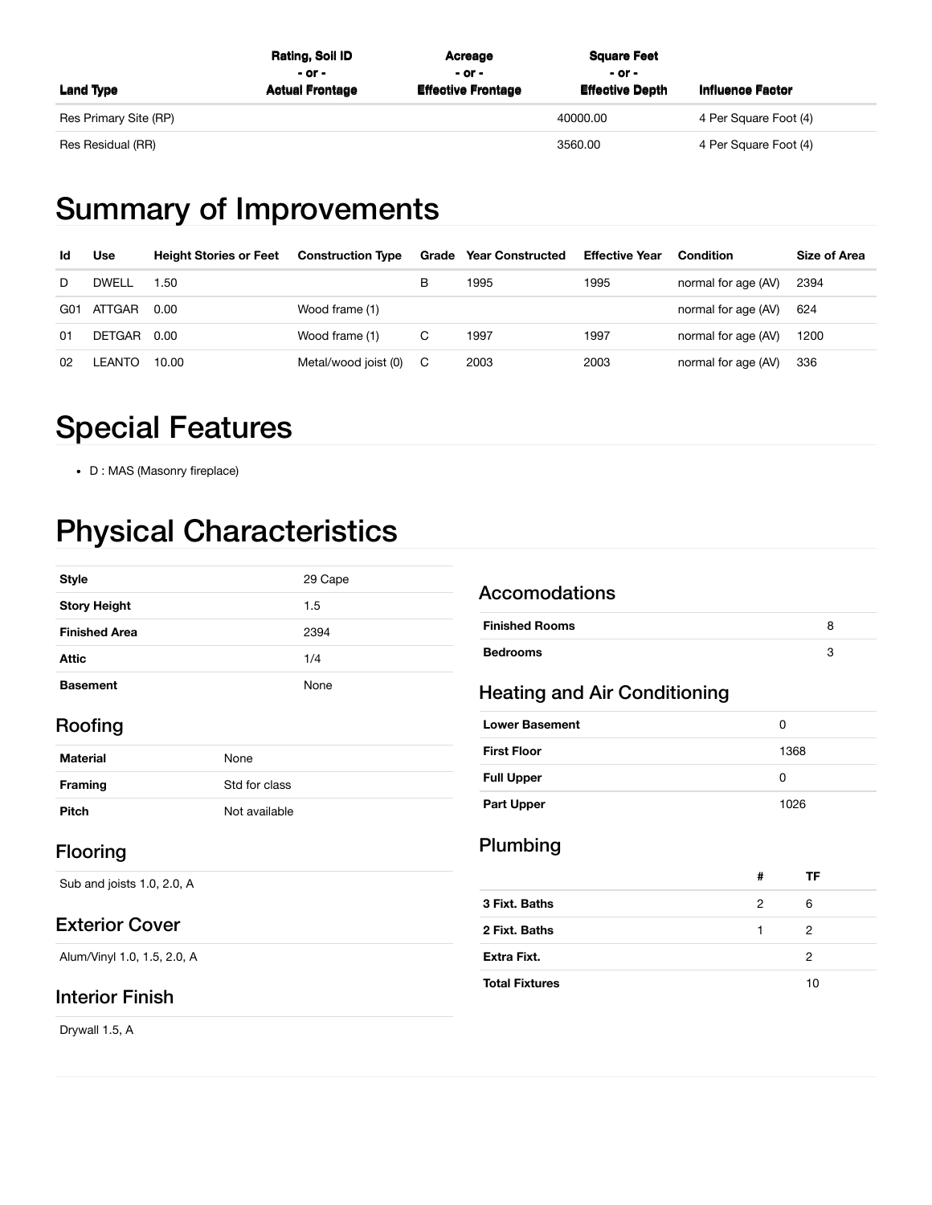| Land Type | Rating, Soil ID - or - Actual Frontage | Acreage - or - Effective Frontage | Square Feet - or - Effective Depth | Influence Factor |
| --- | --- | --- | --- | --- |
| Res Primary Site (RP) | | | 40000.00 | 4 Per Square Foot (4) |
| Res Residual (RR) | | | 3560.00 | 4 Per Square Foot (4) |

# Summary of Improvements

| Id | Use | Height Stories or Feet | Construction Type | Grade | Year Constructed | Effective Year | Condition | Size of Area |
| --- | --- | --- | --- | --- | --- | --- | --- | --- |
| D | DWELL | 1.50 | | B | 1995 | 1995 | normal for age (AV) | 2394 |
| G01 | ATTGAR | 0.00 | Wood frame (1) | | | | normal for age (AV) | 624 |
| 01 | DETGAR | 0.00 | Wood frame (1) | C | 1997 | 1997 | normal for age (AV) | 1200 |
| 02 | LEANTO | 10.00 | Metal/wood joist (0) | C | 2003 | 2003 | normal for age (AV) | 336 |

# Special Features

- D : MAS (Masonry fireplace)

# Physical Characteristics

| | |
| --- | --- |
| **Style** | 29 Cape |
| **Story Height** | 1.5 |
| **Finished Area** | 2394 |
| **Attic** | 1/4 |
| **Basement** | None |

## Roofing

| | |
| --- | --- |
| **Material** | None |
| **Framing** | Std for class |
| **Pitch** | Not available |

## Flooring

Sub and joists 1.0, 2.0, A

## Exterior Cover

Alum/Vinyl 1.0, 1.5, 2.0, A

## Interior Finish

Drywall 1.5, A

## Accomodations

| | |
| --- | --- |
| **Finished Rooms** | 8 |
| **Bedrooms** | 3 |

## Heating and Air Conditioning

| | |
| --- | --- |
| **Lower Basement** | 0 |
| **First Floor** | 1368 |
| **Full Upper** | 0 |
| **Part Upper** | 1026 |

## Plumbing

| | # | TF |
| --- | --- | --- |
| **3 Fixt. Baths** | 2 | 6 |
| **2 Fixt. Baths** | 1 | 2 |
| **Extra Fixt.** | | 2 |
| **Total Fixtures** | | 10 |